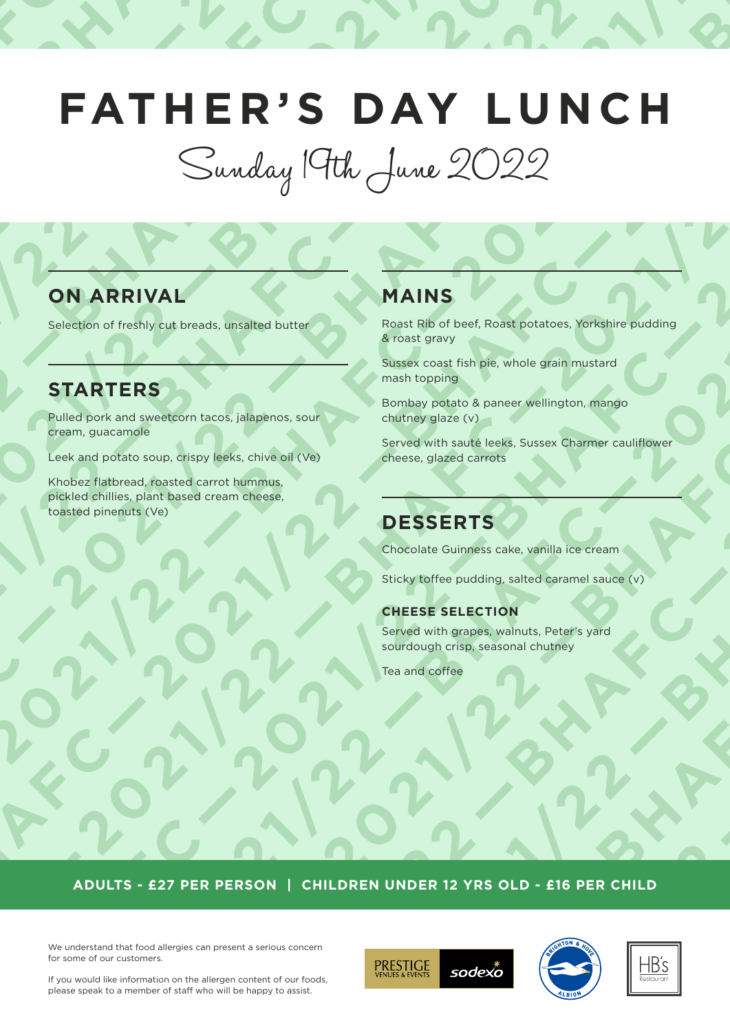# FATHER'S DAY LUNCH

Sunday 19th June 2022

## ON ARRIVAL

Selection of freshly cut breads, unsalted butter

## STARTERS

Pulled pork and sweetcorn tacos, jalapenos, sour cream, guacamole

Leek and potato soup, crispy leeks, chive oil (Ve)

Khobez flatbread, roasted carrot hummus, pickled chillies, plant based cream cheese, toasted pinenuts (Ve)

## MAINS

Roast Rib of beef, Roast potatoes, Yorkshire pudding & roast gravy

Sussex coast fish pie, whole grain mustard mash topping

Bombay potato & paneer wellington, mango chutney glaze (v)

Served with sauté leeks, Sussex Charmer cauliflower cheese, glazed carrots

## DESSERTS

Chocolate Guinness cake, vanilla ice cream

Sticky toffee pudding, salted caramel sauce (v)

### CHEESE SELECTION

Served with grapes, walnuts, Peter's yard sourdough crisp, seasonal chutney

Tea and coffee

**ADULTS - £27 PER PERSON | CHILDREN UNDER 12 YRS OLD - £16 PER CHILD**

We understand that food allergies can present a serious concern for some of our customers.

If you would like information on the allergen content of our foods, please speak to a member of staff who will be happy to assist.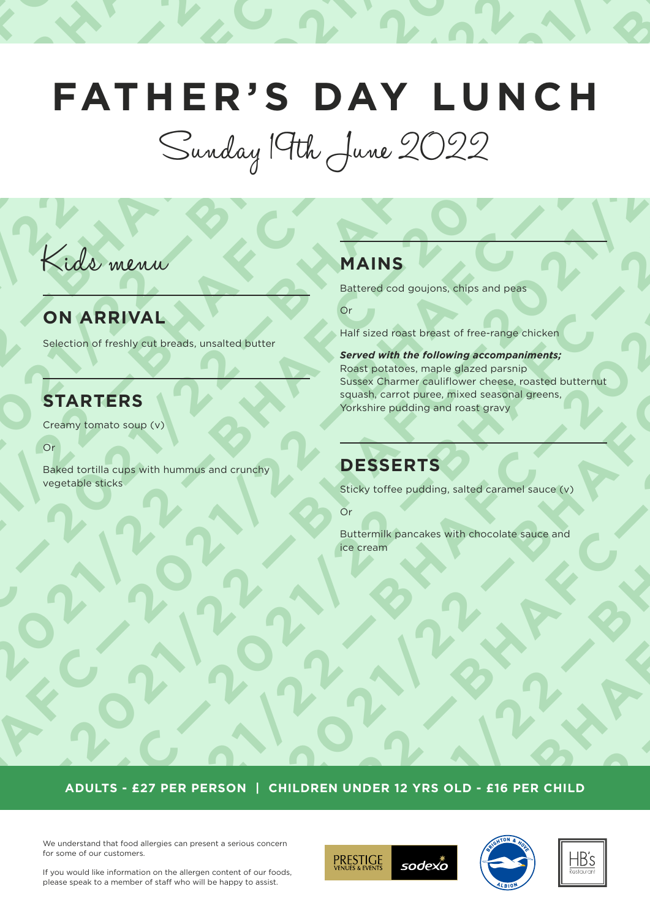# FATHER'S DAY LUNCH

Sunday 19th June 2022

## Kids menu

### ON ARRIVAL

Selection of freshly cut breads, unsalted butter

### STARTERS

Creamy tomato soup (v)

Or

Baked tortilla cups with hummus and crunchy vegetable sticks

### MAINS

Battered cod goujons, chips and peas

Or

Half sized roast breast of free-range chicken

***Served with the following accompaniments;***
Roast potatoes, maple glazed parsnip
Sussex Charmer cauliflower cheese, roasted butternut squash, carrot puree, mixed seasonal greens, Yorkshire pudding and roast gravy

### DESSERTS

Sticky toffee pudding, salted caramel sauce (v)

Or

Buttermilk pancakes with chocolate sauce and ice cream

**ADULTS - £27 PER PERSON | CHILDREN UNDER 12 YRS OLD - £16 PER CHILD**

We understand that food allergies can present a serious concern for some of our customers.

If you would like information on the allergen content of our foods, please speak to a member of staff who will be happy to assist.